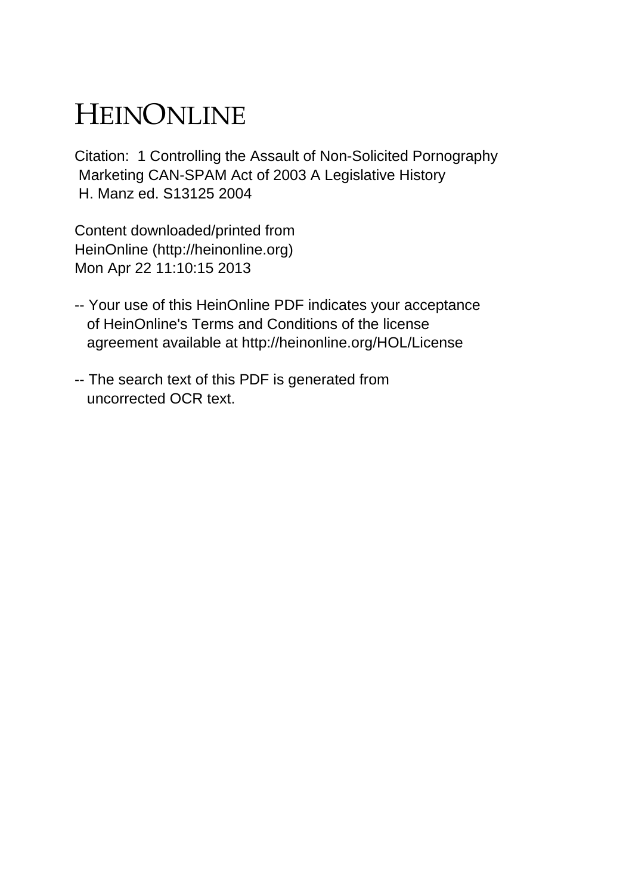# HEINONLINE

Citation: 1 Controlling the Assault of Non-Solicited Pornography Marketing CAN-SPAM Act of 2003 A Legislative History H. Manz ed. S13125 2004

Content downloaded/printed from HeinOnline (http://heinonline.org) Mon Apr 22 11:10:15 2013

-- Your use of this HeinOnline PDF indicates your acceptance of HeinOnline's Terms and Conditions of the license agreement available at http://heinonline.org/HOL/License

-- The search text of this PDF is generated from uncorrected OCR text.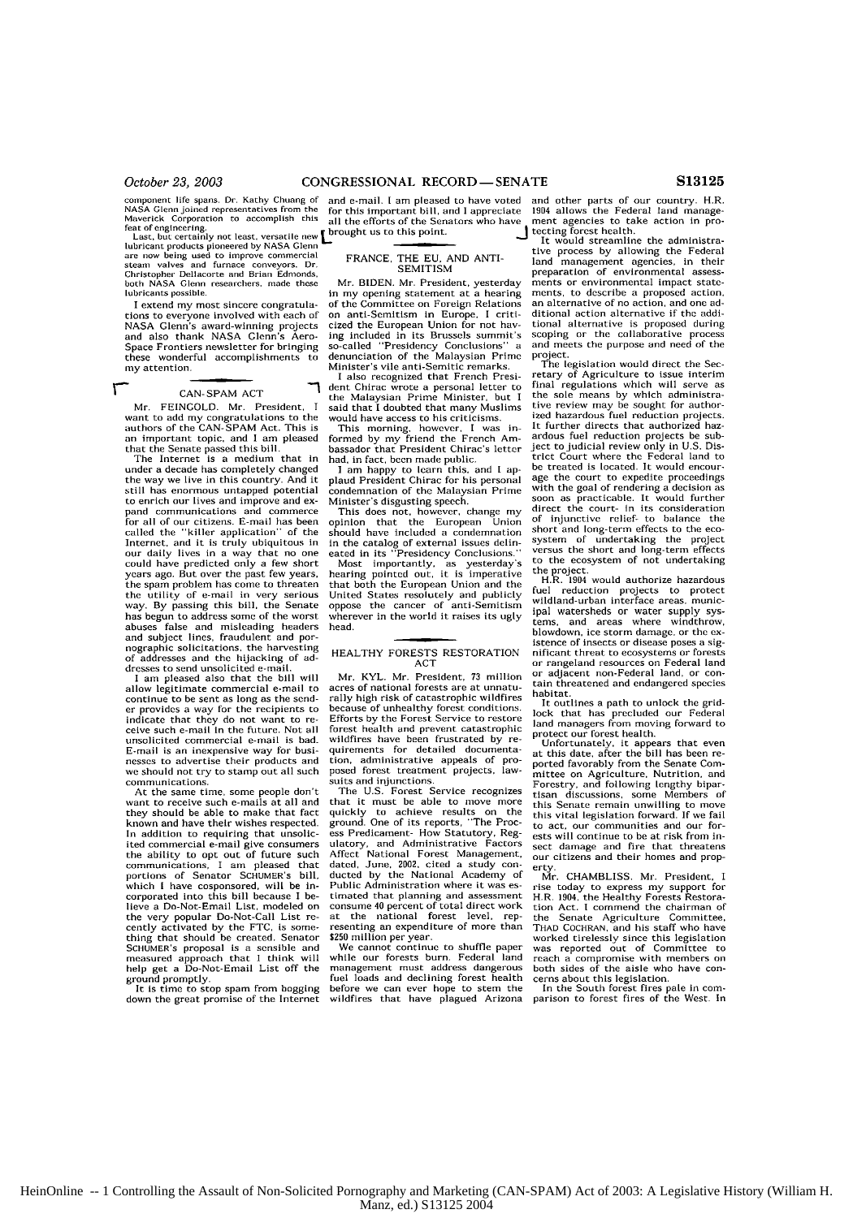component life spans. Dr. Kathy Chuang of NASA Glenn joined representatives from the Maverick Corporation to accomplish this feat of engineering.

Last, but certainly not least, versatile new lubricant products pioneered by NASA Glenn are now being used to improve commercial steam valves and furnace conveyors. Dr. Christopher Dellacorte and Brian Edmonds, both NASA Glenn researchers, made these lubricants possible.

I extend my most sincere congratulations to everyone involved with each of NASA Glenn's award-winning projects and also thank NASA Glenn's Aero-Space Frontiers newsletter for bringing these wonderful accomplishments to my attention.

## CAN-SPAM ACT

Mr. FEINGOLD. Mr. President, I want to add my congratulations to the authors of the CAN-SPAM Act. This is an important topic, and I am pleased that the Senate passed this bill.

The Internet is a medium that in under a decade has completely changed the way we live in this country. And it still has enormous untapped potential to enrich our lives and improve and expand communications and commerce for all of our citizens. E-mail has been called the "killer application" of the Internet, and it is truly ubiquitous in our daily lives in a way that no one could have predicted only a few short years ago. But over the past few years, the spam problem has come to threaten the utility of e-mail in very serious way. By passing this bill, the Senate has begun to address some of the worst abuses false and misleading headers and subject lines, fraudulent and pornographic solicitations, the harvesting of addresses and the hijacking of addresses to send unsolicited e-mail.

I am pleased also that the bill will allow legitimate commercial e-mail to continue to be sent as long as the sender provides a way for the recipients to indicate that they do not want to receive such e-mail in the future. Not all unsolicited commercial e-mail is bad. E-mail is an inexpensive way for businesses to advertise their products and we should not try to stamp out all such communications.

At the same time, some people don't want to receive such e-mails at all and they should be able to make that fact known and have their wishes respected. In addition to requiring that unsolicited commercial e-mail give consumers the ability to opt out of future such communications, I am pleased that portions of Senator SCHUMER's bill, which I have cosponsored, will be incorporated into this bill because I believe a Do-Not-Email List, modeled on the very popular Do-Not-Call List recently activated by the FTC, is something that should be created. Senator SCHUMER's proposal is a sensible and measured approach that I think will help get a Do-Not-Email List off the ground promptly.

It is time to stop spam from hogging down the great promise of the Internet and e-mail. I am pleased to have voted for this important bill, and I appreciate all the efforts of the Senators who have brought us to this point.

## FRANCE, THE EU, AND ANTI-SEMITISM

Mr. BIDEN. Mr. President, yesterday in my opening statement at a hearing of the Committee on Foreign Relations on anti-Semitism in Europe, I criticized the European Union for not having included in its Brussels summit's so-called "Presidency Conclusions" a denunciation of the Malaysian Prime Minister's vile anti-Semitic remarks.

I also recognized that French President Chirac wrote a personal letter to the Malaysian Prime Minister, but I said that I doubted that many Muslims would have access to his criticisms.

This morning, however, I was informed by my friend the French Ambassador that President Chirac's letter had, in fact, been made public.

I am happy to learn this, and I applaud President Chirac for his personal condemnation of the Malaysian Prime Minister's disgusting speech.

This does not, however, change my opinion that the European Union should have included a condemnation in the catalog of external issues delineated in its "Presidency Conclusions."

Most importantly, as yesterday's hearing pointed out, it is imperative that both the European Union and the United States resolutely and publicly oppose the cancer of anti-Semitism wherever in the world it raises its ugly head.

## HEALTHY FORESTS RESTORATION ACT

Mr. KYL. Mr. President, 73 million acres of national forests are at unnaturally high risk of catastrophic wildfires because of unhealthy forest conditions. Efforts by the Forest Service to restore forest health and prevent catastrophic wildfires have been frustrated by requirements for detailed documentation, administrative appeals of proposed forest treatment projects, lawsuits and injunctions.

The U.S. Forest Service recognizes that it must be able to move more quickly to achieve results on the ground. One of its reports, "The Process Predicament- How Statutory, Regulatory, and Administrative Factors Affect National Forest Management, dated, June, 2002, cited a study conducted by the National Academy of Public Administration where it was estimated that planning and assessment consume 40 percent of total direct work at the national forest level, representing an expenditure of more than $250 million per year.

We cannot continue to shuffle paper while our forests burn. Federal land management must address dangerous fuel loads and declining forest health before we can ever hope to stem the wildfires that have plagued Arizona and other parts of our country. H.R. 1904 allows the Federal land management agencies to take action in protecting forest health.

It would streamline the administrative process by allowing the Federal land management agencies, in their preparation of environmental assessments or environmental impact statements, to describe a proposed action, an alternative of no action, and one additional action alternative if the additional alternative is proposed during scoping or the collaborative process and meets the purpose and need of the project.

The legislation would direct the Secretary of Agriculture to issue interim final regulations which will serve as the sole means by which administrative review may be sought for authorized hazardous fuel reduction projects. It further directs that authorized hazardous fuel reduction projects be subject to judicial review only in U.S. District Court where the Federal land to be treated is located. It would encourage the court to expedite proceedings with the goal of rendering a decision as soon as practicable. It would further direct the court- in its consideration of injunctive relief- to balance the short and long-term effects to the ecosystem of undertaking the project versus the short and long-term effects to the ecosystem of not undertaking the project.

H.R. 1904 would authorize hazardous fuel reduction projects to protect wildland-urban interface areas, municipal watersheds or water supply systems, and areas where windthrow, blowdown, ice storm damage, or the existence of insects or disease poses a significant threat to ecosystems or forests or rangeland resources on Federal land or adjacent non-Federal land, or contain threatened and endangered species habitat.

It outlines a path to unlock the gridlock that has precluded our Federal land managers from moving forward to protect our forest health.

Unfortunately, it appears that even at this date, after the bill has been reported favorably from the Senate Committee on Agriculture, Nutrition, and Forestry, and following lengthy bipartisan discussions, some Members of this Senate remain unwilling to move this vital legislation forward. If we fail to act, our communities and our forests will continue to be at risk from insect damage and fire that threatens our citizens and their homes and property.

Mr. CHAMBLISS. Mr. President, I rise today to express my support for H.R. 1904, the Healthy Forests Restoration Act. I commend the chairman of the Senate Agriculture Committee, THAD COCHRAN, and his staff who have worked tirelessly since this legislation was reported out of Committee to reach a compromise with members on both sides of the aisle who have concerns about this legislation.

In the South forest fires pale in comparison to forest fires of the West. In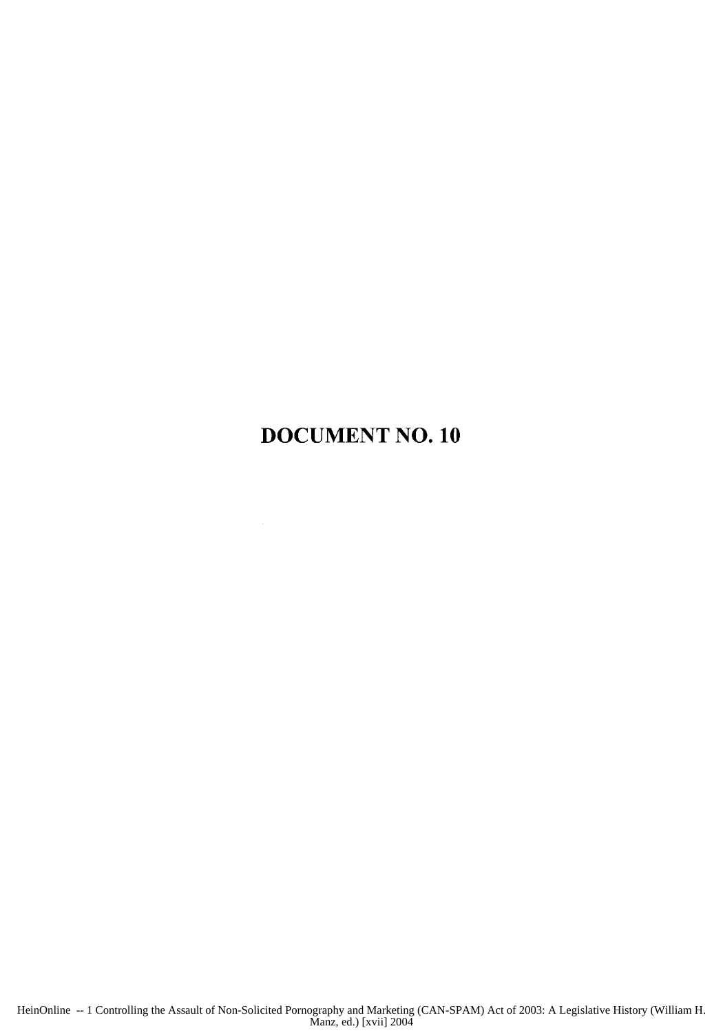# DOCUMENT NO. 10